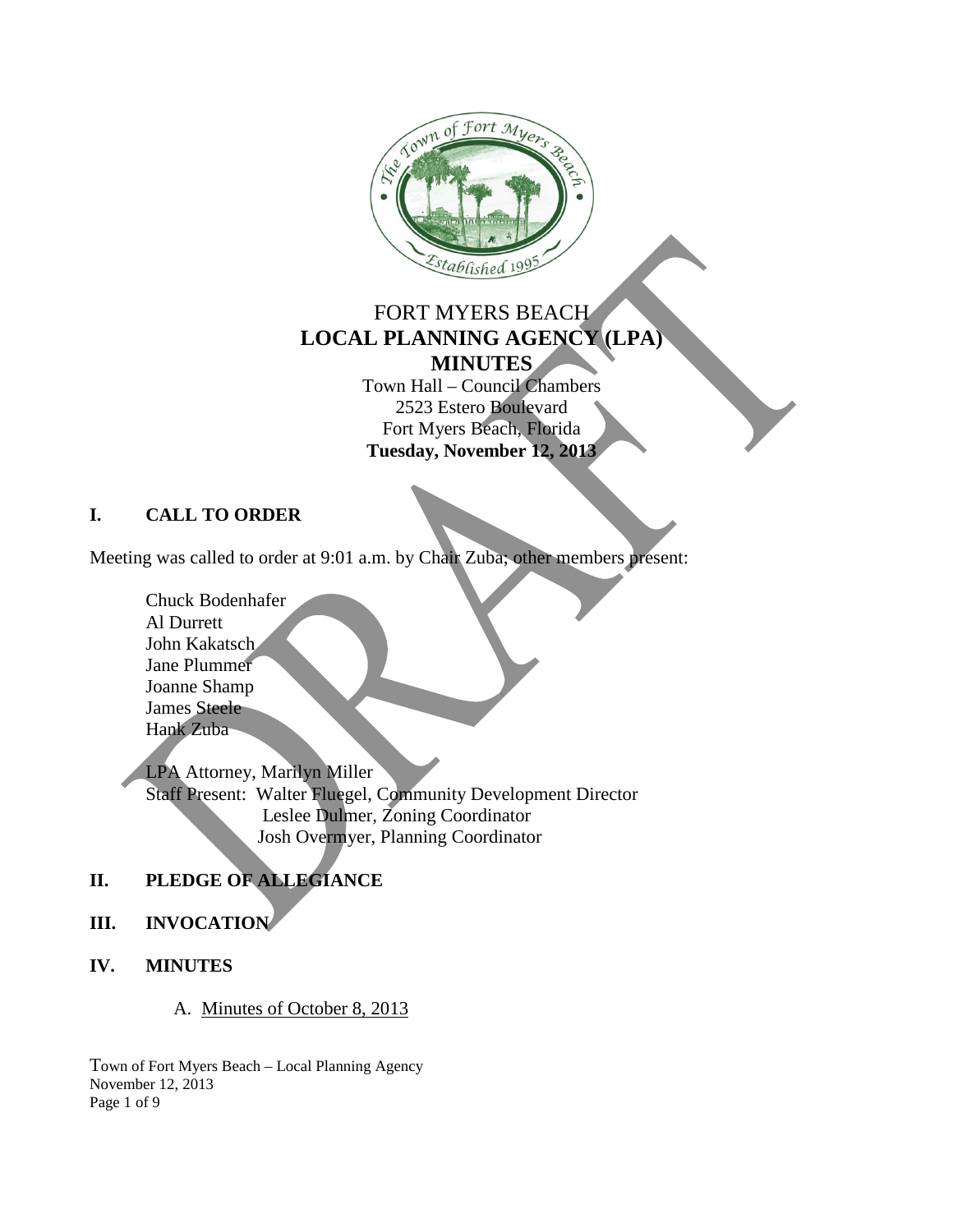FORT MYERS BEACH
**LOCAL PLANNING AGENCY (LPA)**
**MINUTES**
Town Hall – Council Chambers
2523 Estero Boulevard
Fort Myers Beach, Florida
**Tuesday, November 12, 2013**

## I. CALL TO ORDER

Meeting was called to order at 9:01 a.m. by Chair Zuba; other members present:

Chuck Bodenhafer
Al Durrett
John Kakatsch
Jane Plummer
Joanne Shamp
James Steele
Hank Zuba

LPA Attorney, Marilyn Miller
Staff Present: Walter Fluegel, Community Development Director
Leslee Dulmer, Zoning Coordinator
Josh Overmyer, Planning Coordinator

## II. PLEDGE OF ALLEGIANCE

## III. INVOCATION

## IV. MINUTES

A. Minutes of October 8, 2013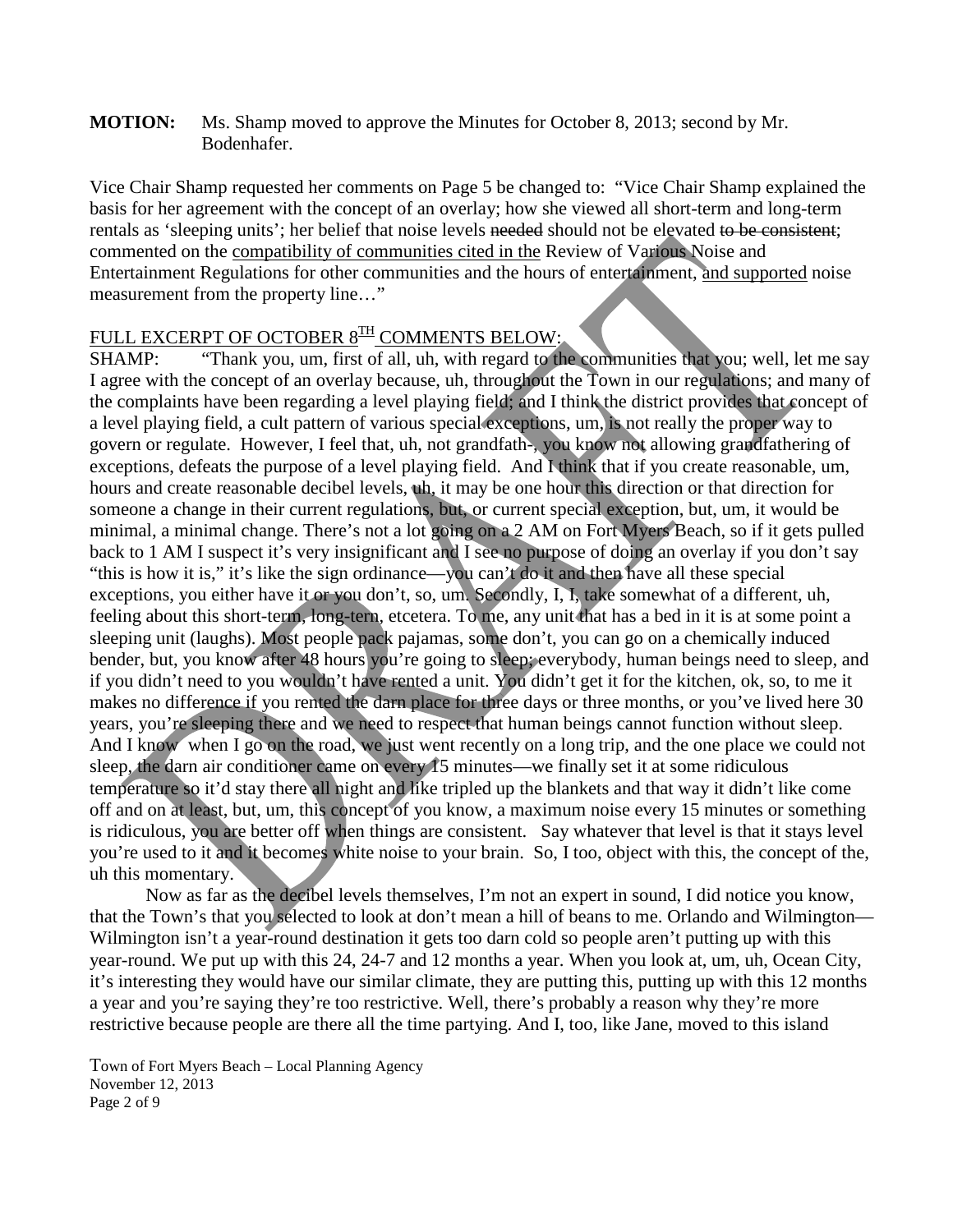**MOTION:** Ms. Shamp moved to approve the Minutes for October 8, 2013; second by Mr. Bodenhafer.

Vice Chair Shamp requested her comments on Page 5 be changed to: "Vice Chair Shamp explained the basis for her agreement with the concept of an overlay; how she viewed all short-term and long-term rentals as 'sleeping units'; her belief that noise levels ~~needed~~ should not be elevated ~~to be consistent~~; commented on the compatibility of communities cited in the Review of Various Noise and Entertainment Regulations for other communities and the hours of entertainment, and supported noise measurement from the property line…"

FULL EXCERPT OF OCTOBER 8TH COMMENTS BELOW:

SHAMP: "Thank you, um, first of all, uh, with regard to the communities that you; well, let me say I agree with the concept of an overlay because, uh, throughout the Town in our regulations; and many of the complaints have been regarding a level playing field; and I think the district provides that concept of a level playing field, a cult pattern of various special exceptions, um, is not really the proper way to govern or regulate. However, I feel that, uh, not grandfath-, you know not allowing grandfathering of exceptions, defeats the purpose of a level playing field. And I think that if you create reasonable, um, hours and create reasonable decibel levels, uh, it may be one hour this direction or that direction for someone a change in their current regulations, but, or current special exception, but, um, it would be minimal, a minimal change. There's not a lot going on a 2 AM on Fort Myers Beach, so if it gets pulled back to 1 AM I suspect it's very insignificant and I see no purpose of doing an overlay if you don't say "this is how it is," it's like the sign ordinance—you can't do it and then have all these special exceptions, you either have it or you don't, so, um. Secondly, I, I, take somewhat of a different, uh, feeling about this short-term, long-tern, etcetera. To me, any unit that has a bed in it is at some point a sleeping unit (laughs). Most people pack pajamas, some don't, you can go on a chemically induced bender, but, you know after 48 hours you're going to sleep; everybody, human beings need to sleep, and if you didn't need to you wouldn't have rented a unit. You didn't get it for the kitchen, ok, so, to me it makes no difference if you rented the darn place for three days or three months, or you've lived here 30 years, you're sleeping there and we need to respect that human beings cannot function without sleep. And I know when I go on the road, we just went recently on a long trip, and the one place we could not sleep, the darn air conditioner came on every 15 minutes—we finally set it at some ridiculous temperature so it'd stay there all night and like tripled up the blankets and that way it didn't like come off and on at least, but, um, this concept of you know, a maximum noise every 15 minutes or something is ridiculous, you are better off when things are consistent. Say whatever that level is that it stays level you're used to it and it becomes white noise to your brain. So, I too, object with this, the concept of the, uh this momentary.

Now as far as the decibel levels themselves, I'm not an expert in sound, I did notice you know, that the Town's that you selected to look at don't mean a hill of beans to me. Orlando and Wilmington—Wilmington isn't a year-round destination it gets too darn cold so people aren't putting up with this year-round. We put up with this 24, 24-7 and 12 months a year. When you look at, um, uh, Ocean City, it's interesting they would have our similar climate, they are putting this, putting up with this 12 months a year and you're saying they're too restrictive. Well, there's probably a reason why they're more restrictive because people are there all the time partying. And I, too, like Jane, moved to this island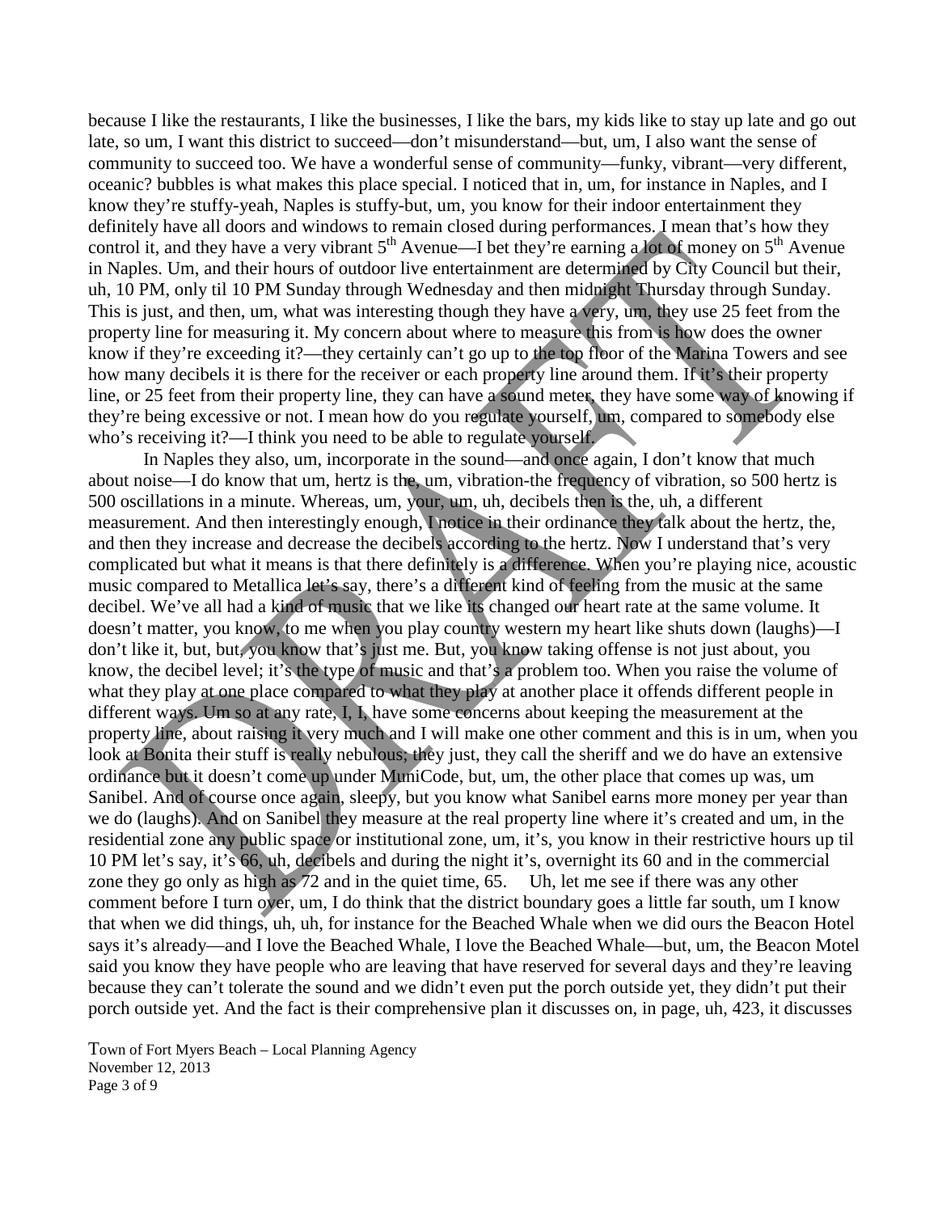because I like the restaurants, I like the businesses, I like the bars, my kids like to stay up late and go out late, so um, I want this district to succeed—don't misunderstand—but, um, I also want the sense of community to succeed too. We have a wonderful sense of community—funky, vibrant—very different, oceanic? bubbles is what makes this place special. I noticed that in, um, for instance in Naples, and I know they're stuffy-yeah, Naples is stuffy-but, um, you know for their indoor entertainment they definitely have all doors and windows to remain closed during performances. I mean that's how they control it, and they have a very vibrant 5th Avenue—I bet they're earning a lot of money on 5th Avenue in Naples. Um, and their hours of outdoor live entertainment are determined by City Council but their, uh, 10 PM, only til 10 PM Sunday through Wednesday and then midnight Thursday through Sunday. This is just, and then, um, what was interesting though they have a very, um, they use 25 feet from the property line for measuring it. My concern about where to measure this from is how does the owner know if they're exceeding it?—they certainly can't go up to the top floor of the Marina Towers and see how many decibels it is there for the receiver or each property line around them. If it's their property line, or 25 feet from their property line, they can have a sound meter, they have some way of knowing if they're being excessive or not. I mean how do you regulate yourself, um, compared to somebody else who's receiving it?—I think you need to be able to regulate yourself.

In Naples they also, um, incorporate in the sound—and once again, I don't know that much about noise—I do know that um, hertz is the, um, vibration-the frequency of vibration, so 500 hertz is 500 oscillations in a minute. Whereas, um, your, um, uh, decibels then is the, uh, a different measurement. And then interestingly enough, I notice in their ordinance they talk about the hertz, the, and then they increase and decrease the decibels according to the hertz. Now I understand that's very complicated but what it means is that there definitely is a difference. When you're playing nice, acoustic music compared to Metallica let's say, there's a different kind of feeling from the music at the same decibel. We've all had a kind of music that we like its changed our heart rate at the same volume. It doesn't matter, you know, to me when you play country western my heart like shuts down (laughs)—I don't like it, but, but, you know that's just me. But, you know taking offense is not just about, you know, the decibel level; it's the type of music and that's a problem too. When you raise the volume of what they play at one place compared to what they play at another place it offends different people in different ways. Um so at any rate, I, I, have some concerns about keeping the measurement at the property line, about raising it very much and I will make one other comment and this is in um, when you look at Bonita their stuff is really nebulous; they just, they call the sheriff and we do have an extensive ordinance but it doesn't come up under MuniCode, but, um, the other place that comes up was, um Sanibel. And of course once again, sleepy, but you know what Sanibel earns more money per year than we do (laughs). And on Sanibel they measure at the real property line where it's created and um, in the residential zone any public space or institutional zone, um, it's, you know in their restrictive hours up til 10 PM let's say, it's 66, uh, decibels and during the night it's, overnight its 60 and in the commercial zone they go only as high as 72 and in the quiet time, 65. Uh, let me see if there was any other comment before I turn over, um, I do think that the district boundary goes a little far south, um I know that when we did things, uh, uh, for instance for the Beached Whale when we did ours the Beacon Hotel says it's already—and I love the Beached Whale, I love the Beached Whale—but, um, the Beacon Motel said you know they have people who are leaving that have reserved for several days and they're leaving because they can't tolerate the sound and we didn't even put the porch outside yet, they didn't put their porch outside yet. And the fact is their comprehensive plan it discusses on, in page, uh, 423, it discusses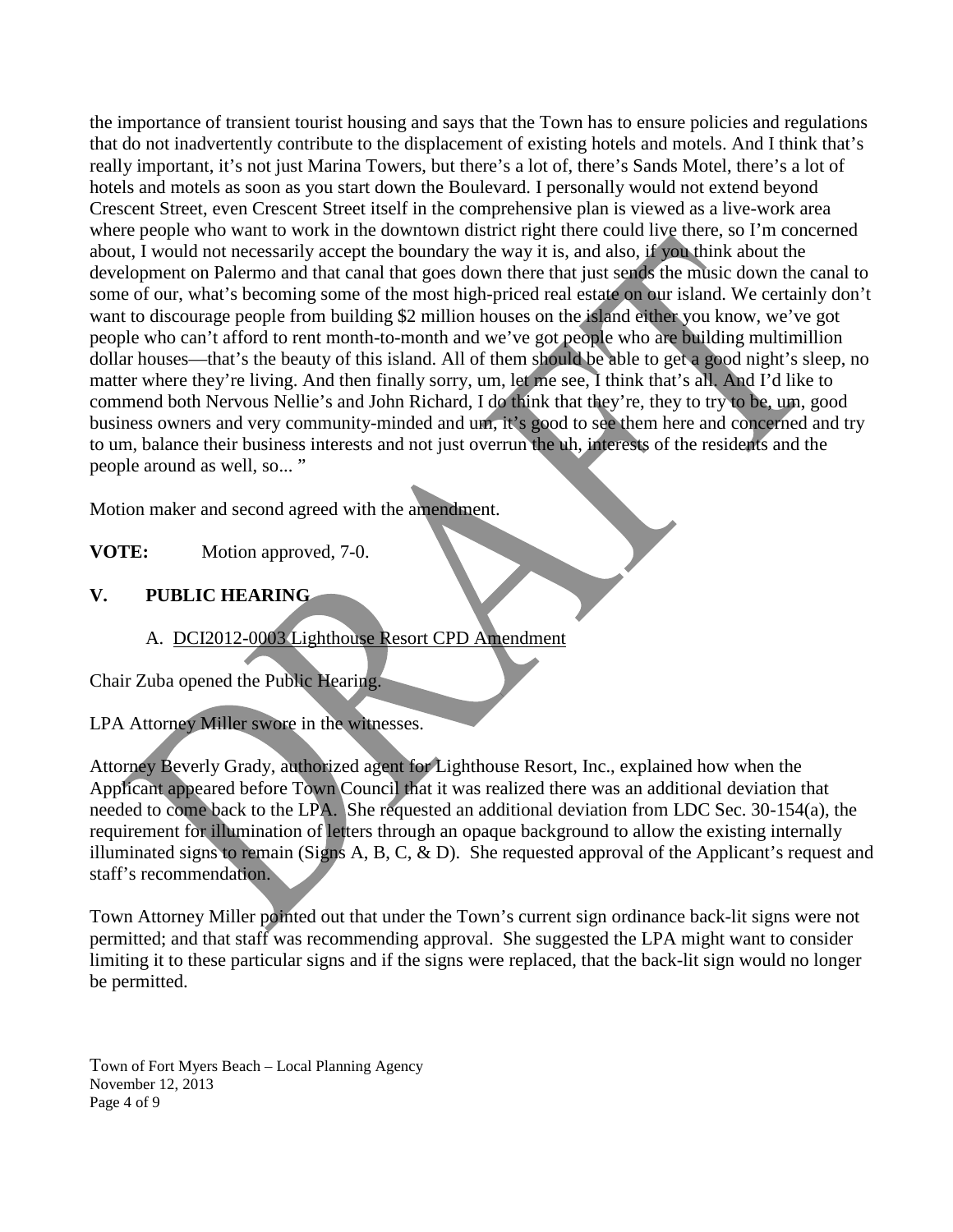the importance of transient tourist housing and says that the Town has to ensure policies and regulations that do not inadvertently contribute to the displacement of existing hotels and motels. And I think that's really important, it's not just Marina Towers, but there's a lot of, there's Sands Motel, there's a lot of hotels and motels as soon as you start down the Boulevard. I personally would not extend beyond Crescent Street, even Crescent Street itself in the comprehensive plan is viewed as a live-work area where people who want to work in the downtown district right there could live there, so I'm concerned about, I would not necessarily accept the boundary the way it is, and also, if you think about the development on Palermo and that canal that goes down there that just sends the music down the canal to some of our, what's becoming some of the most high-priced real estate on our island. We certainly don't want to discourage people from building $2 million houses on the island either you know, we've got people who can't afford to rent month-to-month and we've got people who are building multimillion dollar houses—that's the beauty of this island. All of them should be able to get a good night's sleep, no matter where they're living. And then finally sorry, um, let me see, I think that's all. And I'd like to commend both Nervous Nellie's and John Richard, I do think that they're, they to try to be, um, good business owners and very community-minded and um, it's good to see them here and concerned and try to um, balance their business interests and not just overrun the uh, interests of the residents and the people around as well, so... "

Motion maker and second agreed with the amendment.

**VOTE:** Motion approved, 7-0.

## V. PUBLIC HEARING

A. DCI2012-0003 Lighthouse Resort CPD Amendment

Chair Zuba opened the Public Hearing.

LPA Attorney Miller swore in the witnesses.

Attorney Beverly Grady, authorized agent for Lighthouse Resort, Inc., explained how when the Applicant appeared before Town Council that it was realized there was an additional deviation that needed to come back to the LPA. She requested an additional deviation from LDC Sec. 30-154(a), the requirement for illumination of letters through an opaque background to allow the existing internally illuminated signs to remain (Signs A, B, C, & D). She requested approval of the Applicant's request and staff's recommendation.

Town Attorney Miller pointed out that under the Town's current sign ordinance back-lit signs were not permitted; and that staff was recommending approval. She suggested the LPA might want to consider limiting it to these particular signs and if the signs were replaced, that the back-lit sign would no longer be permitted.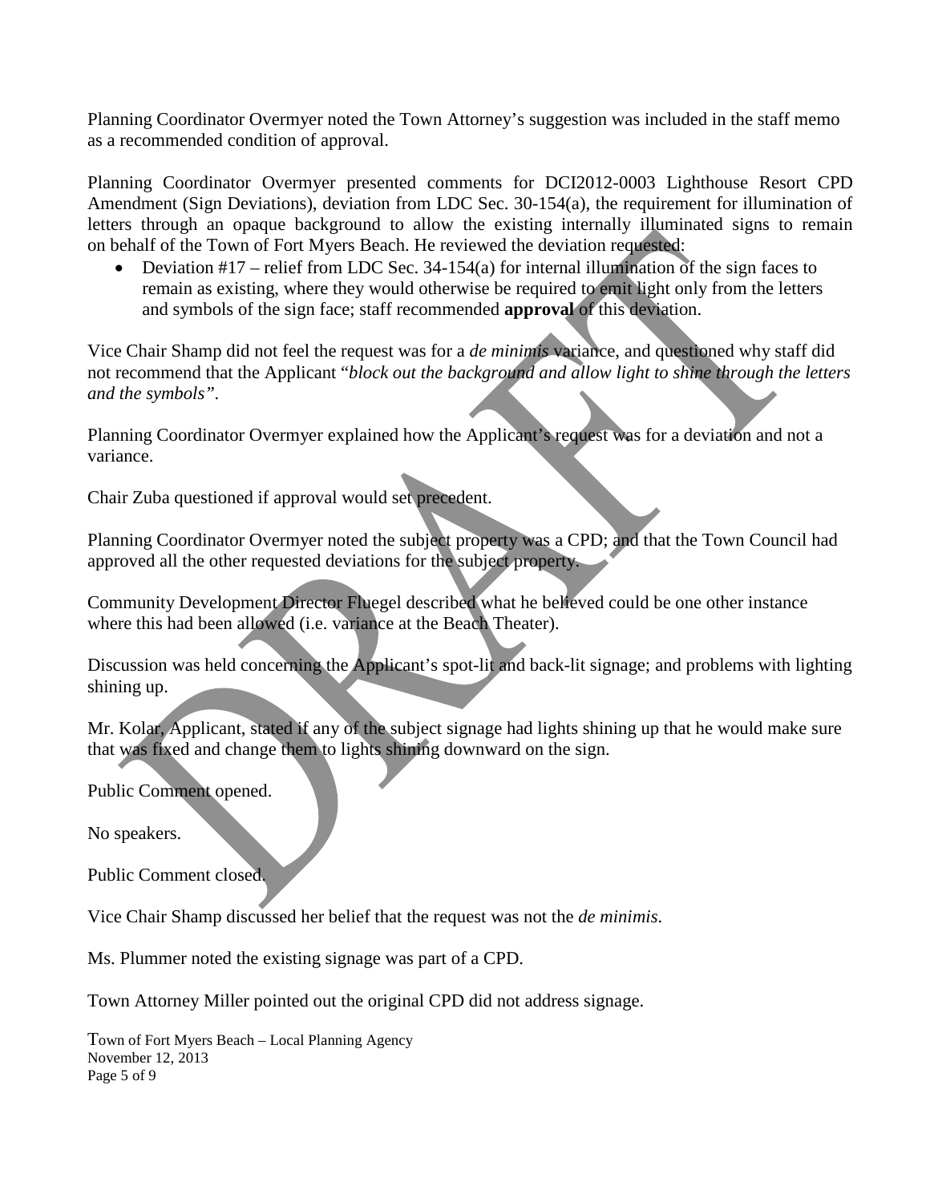Planning Coordinator Overmyer noted the Town Attorney's suggestion was included in the staff memo as a recommended condition of approval.

Planning Coordinator Overmyer presented comments for DCI2012-0003 Lighthouse Resort CPD Amendment (Sign Deviations), deviation from LDC Sec. 30-154(a), the requirement for illumination of letters through an opaque background to allow the existing internally illuminated signs to remain on behalf of the Town of Fort Myers Beach. He reviewed the deviation requested:

- Deviation #17 – relief from LDC Sec. 34-154(a) for internal illumination of the sign faces to remain as existing, where they would otherwise be required to emit light only from the letters and symbols of the sign face; staff recommended **approval** of this deviation.

Vice Chair Shamp did not feel the request was for a *de minimis* variance, and questioned why staff did not recommend that the Applicant "*block out the background and allow light to shine through the letters and the symbols"*.

Planning Coordinator Overmyer explained how the Applicant's request was for a deviation and not a variance.

Chair Zuba questioned if approval would set precedent.

Planning Coordinator Overmyer noted the subject property was a CPD; and that the Town Council had approved all the other requested deviations for the subject property.

Community Development Director Fluegel described what he believed could be one other instance where this had been allowed (i.e. variance at the Beach Theater).

Discussion was held concerning the Applicant's spot-lit and back-lit signage; and problems with lighting shining up.

Mr. Kolar, Applicant, stated if any of the subject signage had lights shining up that he would make sure that was fixed and change them to lights shining downward on the sign.

Public Comment opened.

No speakers.

Public Comment closed.

Vice Chair Shamp discussed her belief that the request was not the *de minimis*.

Ms. Plummer noted the existing signage was part of a CPD.

Town Attorney Miller pointed out the original CPD did not address signage.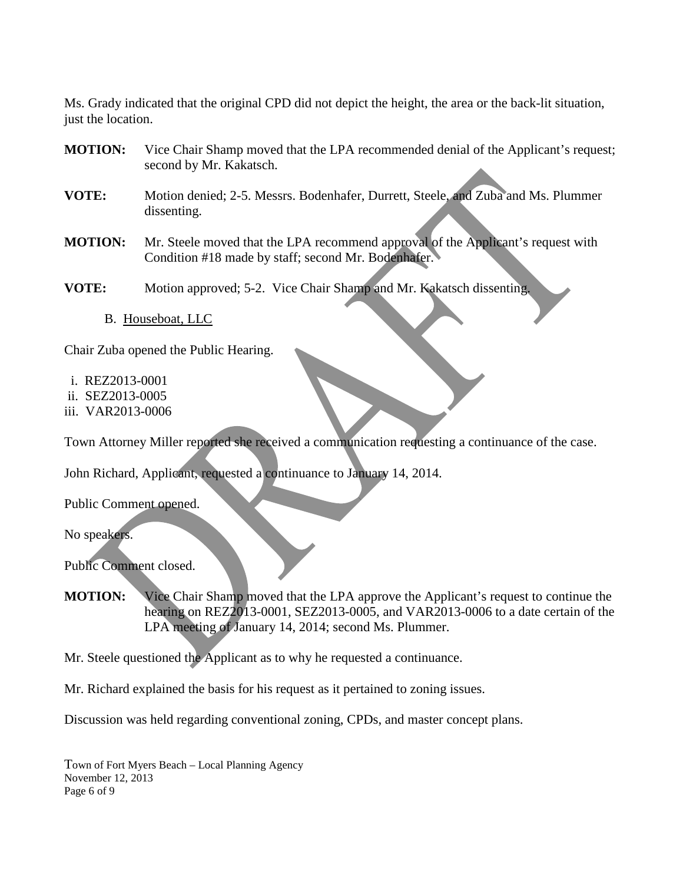Ms. Grady indicated that the original CPD did not depict the height, the area or the back-lit situation, just the location.

**MOTION:** Vice Chair Shamp moved that the LPA recommended denial of the Applicant's request; second by Mr. Kakatsch.

**VOTE:** Motion denied; 2-5. Messrs. Bodenhafer, Durrett, Steele, and Zuba and Ms. Plummer dissenting.

**MOTION:** Mr. Steele moved that the LPA recommend approval of the Applicant's request with Condition #18 made by staff; second Mr. Bodenhafer.

**VOTE:** Motion approved; 5-2. Vice Chair Shamp and Mr. Kakatsch dissenting.

B. Houseboat, LLC

Chair Zuba opened the Public Hearing.

i. REZ2013-0001
ii. SEZ2013-0005
iii. VAR2013-0006

Town Attorney Miller reported she received a communication requesting a continuance of the case.

John Richard, Applicant, requested a continuance to January 14, 2014.

Public Comment opened.

No speakers.

Public Comment closed.

**MOTION:** Vice Chair Shamp moved that the LPA approve the Applicant's request to continue the hearing on REZ2013-0001, SEZ2013-0005, and VAR2013-0006 to a date certain of the LPA meeting of January 14, 2014; second Ms. Plummer.

Mr. Steele questioned the Applicant as to why he requested a continuance.

Mr. Richard explained the basis for his request as it pertained to zoning issues.

Discussion was held regarding conventional zoning, CPDs, and master concept plans.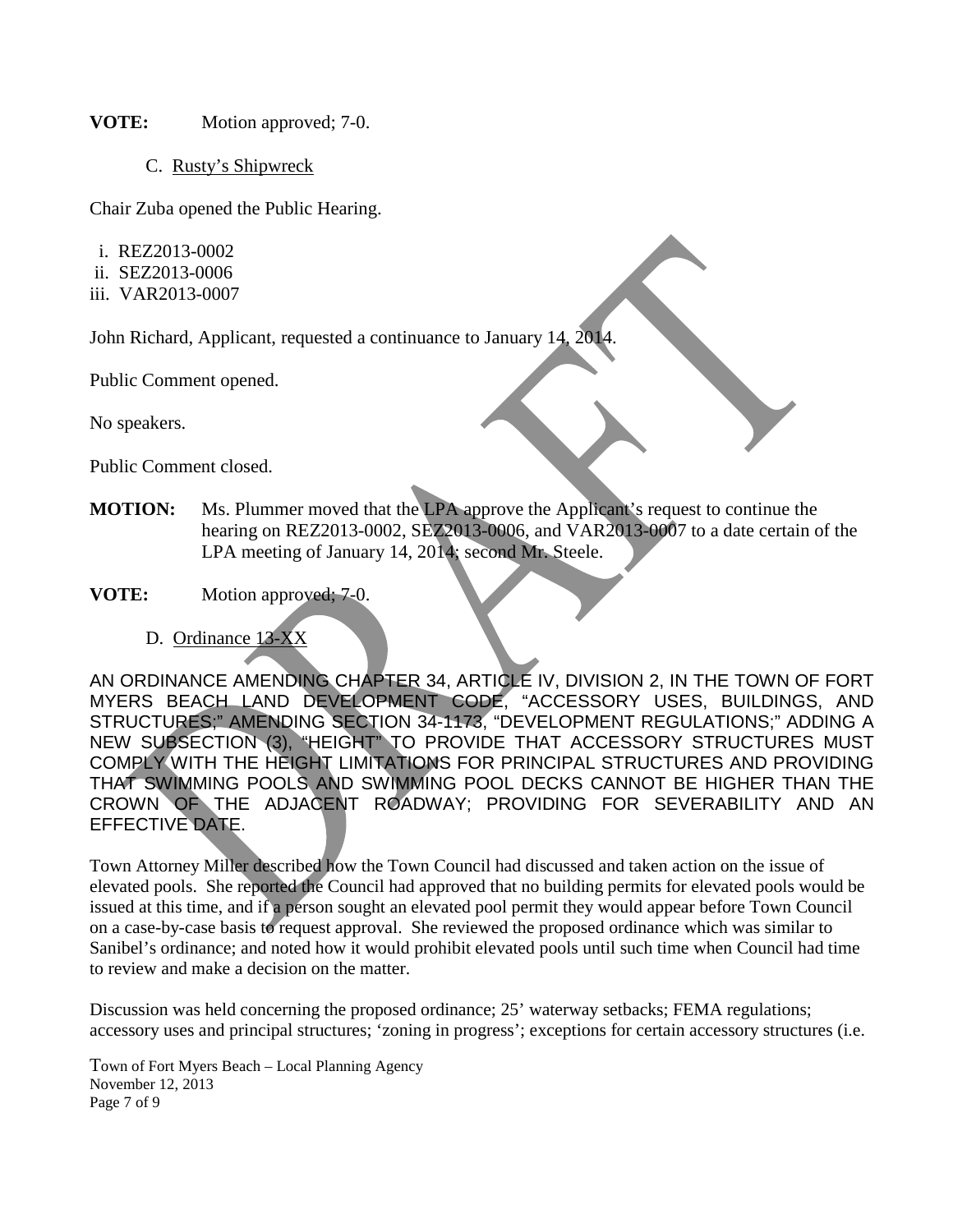**VOTE:** Motion approved; 7-0.

C. Rusty's Shipwreck

Chair Zuba opened the Public Hearing.

i. REZ2013-0002
ii. SEZ2013-0006
iii. VAR2013-0007

John Richard, Applicant, requested a continuance to January 14, 2014.

Public Comment opened.

No speakers.

Public Comment closed.

**MOTION:** Ms. Plummer moved that the LPA approve the Applicant's request to continue the hearing on REZ2013-0002, SEZ2013-0006, and VAR2013-0007 to a date certain of the LPA meeting of January 14, 2014; second Mr. Steele.

**VOTE:** Motion approved; 7-0.

D. Ordinance 13-XX

AN ORDINANCE AMENDING CHAPTER 34, ARTICLE IV, DIVISION 2, IN THE TOWN OF FORT MYERS BEACH LAND DEVELOPMENT CODE, "ACCESSORY USES, BUILDINGS, AND STRUCTURES;" AMENDING SECTION 34-1173, "DEVELOPMENT REGULATIONS;" ADDING A NEW SUBSECTION (3), "HEIGHT" TO PROVIDE THAT ACCESSORY STRUCTURES MUST COMPLY WITH THE HEIGHT LIMITATIONS FOR PRINCIPAL STRUCTURES AND PROVIDING THAT SWIMMING POOLS AND SWIMMING POOL DECKS CANNOT BE HIGHER THAN THE CROWN OF THE ADJACENT ROADWAY; PROVIDING FOR SEVERABILITY AND AN EFFECTIVE DATE.

Town Attorney Miller described how the Town Council had discussed and taken action on the issue of elevated pools. She reported the Council had approved that no building permits for elevated pools would be issued at this time, and if a person sought an elevated pool permit they would appear before Town Council on a case-by-case basis to request approval. She reviewed the proposed ordinance which was similar to Sanibel's ordinance; and noted how it would prohibit elevated pools until such time when Council had time to review and make a decision on the matter.

Discussion was held concerning the proposed ordinance; 25' waterway setbacks; FEMA regulations; accessory uses and principal structures; 'zoning in progress'; exceptions for certain accessory structures (i.e.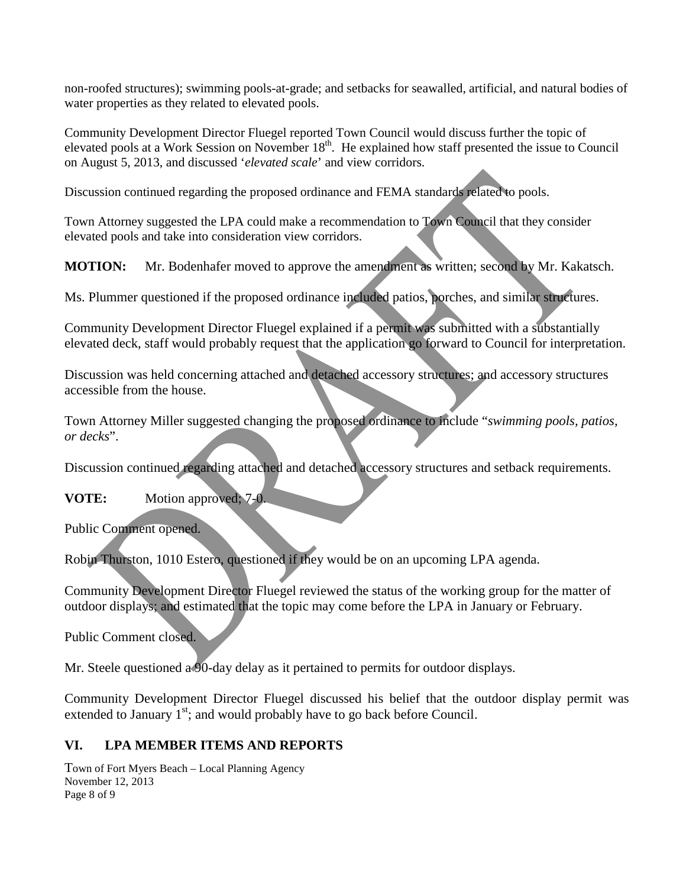non-roofed structures); swimming pools-at-grade; and setbacks for seawalled, artificial, and natural bodies of water properties as they related to elevated pools.

Community Development Director Fluegel reported Town Council would discuss further the topic of elevated pools at a Work Session on November 18th. He explained how staff presented the issue to Council on August 5, 2013, and discussed '*elevated scale*' and view corridors.

Discussion continued regarding the proposed ordinance and FEMA standards related to pools.

Town Attorney suggested the LPA could make a recommendation to Town Council that they consider elevated pools and take into consideration view corridors.

**MOTION:** Mr. Bodenhafer moved to approve the amendment as written; second by Mr. Kakatsch.

Ms. Plummer questioned if the proposed ordinance included patios, porches, and similar structures.

Community Development Director Fluegel explained if a permit was submitted with a substantially elevated deck, staff would probably request that the application go forward to Council for interpretation.

Discussion was held concerning attached and detached accessory structures; and accessory structures accessible from the house.

Town Attorney Miller suggested changing the proposed ordinance to include "*swimming pools, patios, or decks*".

Discussion continued regarding attached and detached accessory structures and setback requirements.

**VOTE:** Motion approved; 7-0.

Public Comment opened.

Robin Thurston, 1010 Estero, questioned if they would be on an upcoming LPA agenda.

Community Development Director Fluegel reviewed the status of the working group for the matter of outdoor displays; and estimated that the topic may come before the LPA in January or February.

Public Comment closed.

Mr. Steele questioned a 90-day delay as it pertained to permits for outdoor displays.

Community Development Director Fluegel discussed his belief that the outdoor display permit was extended to January 1st; and would probably have to go back before Council.

## VI. LPA MEMBER ITEMS AND REPORTS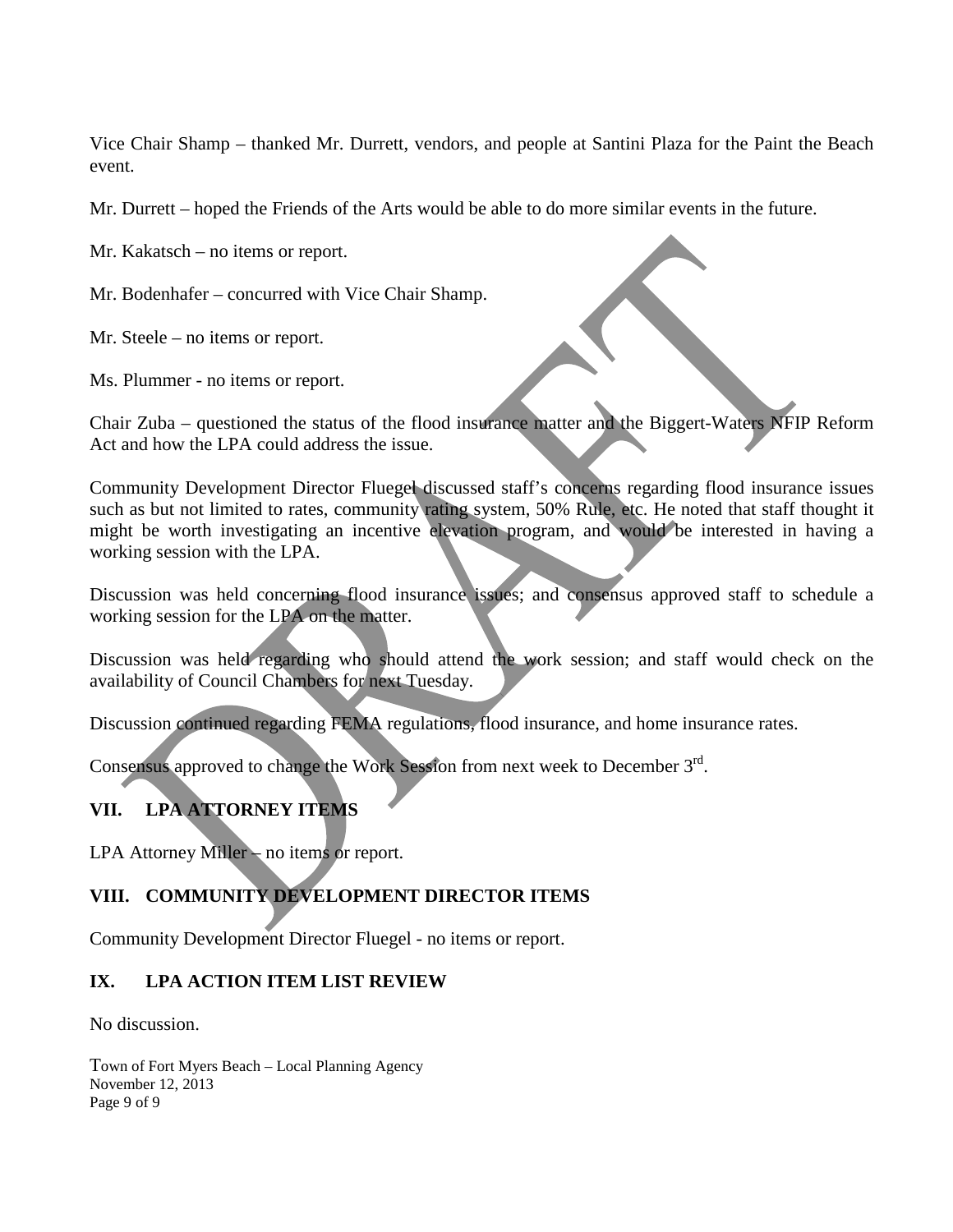Vice Chair Shamp – thanked Mr. Durrett, vendors, and people at Santini Plaza for the Paint the Beach event.

Mr. Durrett – hoped the Friends of the Arts would be able to do more similar events in the future.

Mr. Kakatsch – no items or report.

Mr. Bodenhafer – concurred with Vice Chair Shamp.

Mr. Steele – no items or report.

Ms. Plummer - no items or report.

Chair Zuba – questioned the status of the flood insurance matter and the Biggert-Waters NFIP Reform Act and how the LPA could address the issue.

Community Development Director Fluegel discussed staff's concerns regarding flood insurance issues such as but not limited to rates, community rating system, 50% Rule, etc. He noted that staff thought it might be worth investigating an incentive elevation program, and would be interested in having a working session with the LPA.

Discussion was held concerning flood insurance issues; and consensus approved staff to schedule a working session for the LPA on the matter.

Discussion was held regarding who should attend the work session; and staff would check on the availability of Council Chambers for next Tuesday.

Discussion continued regarding FEMA regulations, flood insurance, and home insurance rates.

Consensus approved to change the Work Session from next week to December 3rd.

## VII. LPA ATTORNEY ITEMS

LPA Attorney Miller – no items or report.

## VIII. COMMUNITY DEVELOPMENT DIRECTOR ITEMS

Community Development Director Fluegel - no items or report.

## IX. LPA ACTION ITEM LIST REVIEW

No discussion.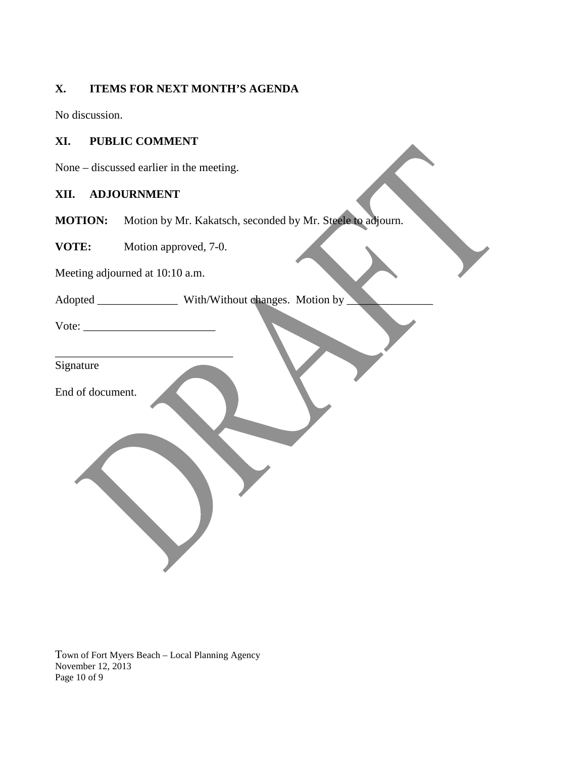## X. ITEMS FOR NEXT MONTH'S AGENDA

No discussion.

## XI. PUBLIC COMMENT

None – discussed earlier in the meeting.

## XII. ADJOURNMENT

**MOTION:** Motion by Mr. Kakatsch, seconded by Mr. Steele to adjourn.

**VOTE:** Motion approved, 7-0.

Meeting adjourned at 10:10 a.m.

Adopted ______________ With/Without changes. Motion by _______________

Vote: _______________________

_______________________________
Signature

End of document.